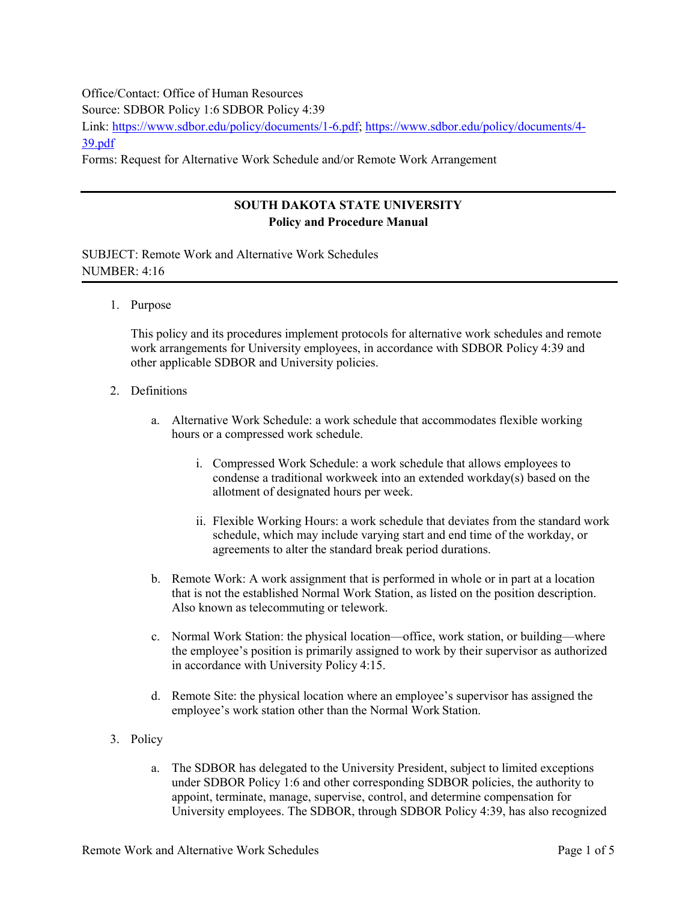Office/Contact: Office of Human Resources
Source: SDBOR Policy 1:6 SDBOR Policy 4:39
Link: [https://www.sdbor.edu/policy/documents/1-6.pdf](https://www.sdbor.edu/policy/documents/1-6.pdf); [https://www.sdbor.edu/policy/documents/4-39.pdf](https://www.sdbor.edu/policy/documents/4-39.pdf)
Forms: Request for Alternative Work Schedule and/or Remote Work Arrangement

---

**SOUTH DAKOTA STATE UNIVERSITY**
**Policy and Procedure Manual**

SUBJECT: Remote Work and Alternative Work Schedules
NUMBER: 4:16

---

1. Purpose

   This policy and its procedures implement protocols for alternative work schedules and remote work arrangements for University employees, in accordance with SDBOR Policy 4:39 and other applicable SDBOR and University policies.

2. Definitions

   a. Alternative Work Schedule: a work schedule that accommodates flexible working hours or a compressed work schedule.

      i. Compressed Work Schedule: a work schedule that allows employees to condense a traditional workweek into an extended workday(s) based on the allotment of designated hours per week.

      ii. Flexible Working Hours: a work schedule that deviates from the standard work schedule, which may include varying start and end time of the workday, or agreements to alter the standard break period durations.

   b. Remote Work: A work assignment that is performed in whole or in part at a location that is not the established Normal Work Station, as listed on the position description. Also known as telecommuting or telework.

   c. Normal Work Station: the physical location—office, work station, or building—where the employee's position is primarily assigned to work by their supervisor as authorized in accordance with University Policy 4:15.

   d. Remote Site: the physical location where an employee's supervisor has assigned the employee's work station other than the Normal Work Station.

3. Policy

   a. The SDBOR has delegated to the University President, subject to limited exceptions under SDBOR Policy 1:6 and other corresponding SDBOR policies, the authority to appoint, terminate, manage, supervise, control, and determine compensation for University employees. The SDBOR, through SDBOR Policy 4:39, has also recognized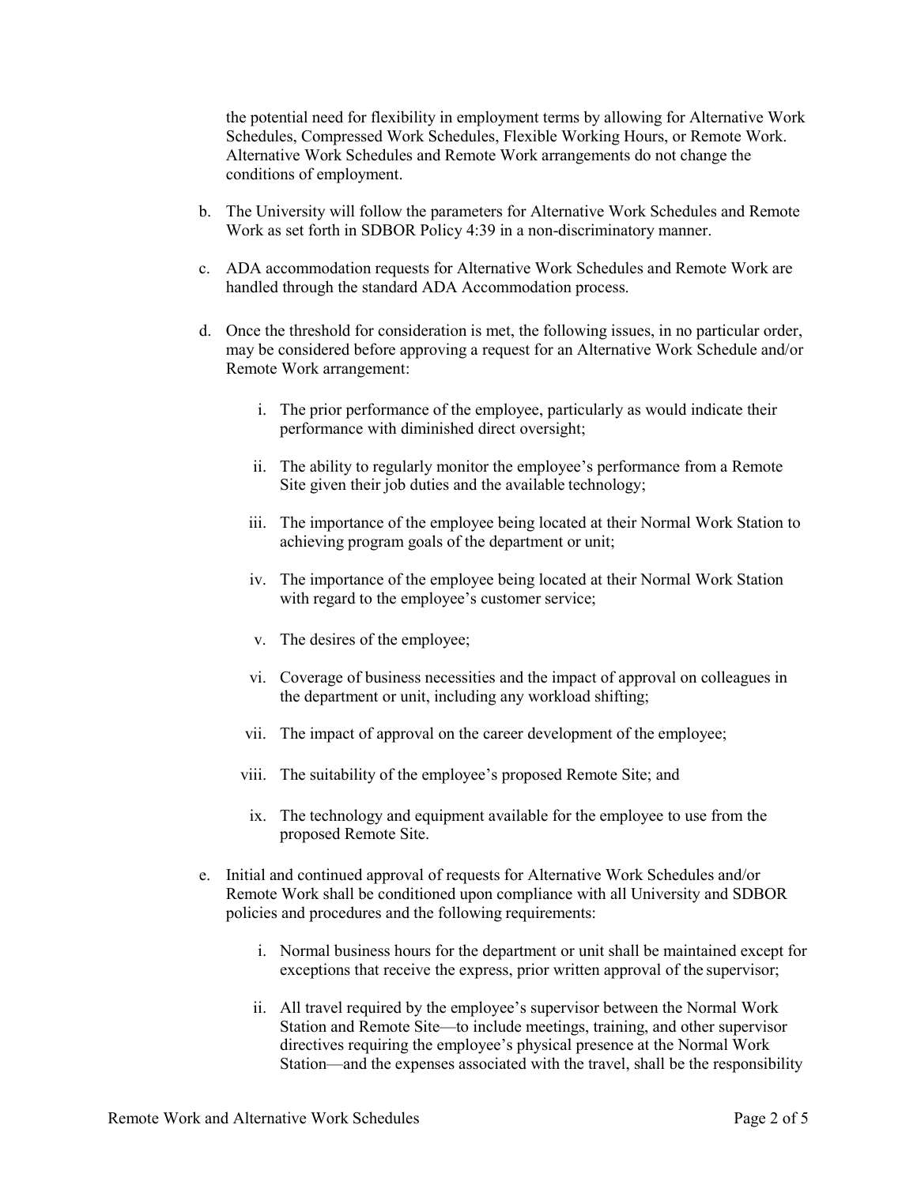the potential need for flexibility in employment terms by allowing for Alternative Work Schedules, Compressed Work Schedules, Flexible Working Hours, or Remote Work. Alternative Work Schedules and Remote Work arrangements do not change the conditions of employment.

b. The University will follow the parameters for Alternative Work Schedules and Remote Work as set forth in SDBOR Policy 4:39 in a non-discriminatory manner.

c. ADA accommodation requests for Alternative Work Schedules and Remote Work are handled through the standard ADA Accommodation process.

d. Once the threshold for consideration is met, the following issues, in no particular order, may be considered before approving a request for an Alternative Work Schedule and/or Remote Work arrangement:

   i. The prior performance of the employee, particularly as would indicate their performance with diminished direct oversight;

   ii. The ability to regularly monitor the employee's performance from a Remote Site given their job duties and the available technology;

   iii. The importance of the employee being located at their Normal Work Station to achieving program goals of the department or unit;

   iv. The importance of the employee being located at their Normal Work Station with regard to the employee's customer service;

   v. The desires of the employee;

   vi. Coverage of business necessities and the impact of approval on colleagues in the department or unit, including any workload shifting;

   vii. The impact of approval on the career development of the employee;

   viii. The suitability of the employee's proposed Remote Site; and

   ix. The technology and equipment available for the employee to use from the proposed Remote Site.

e. Initial and continued approval of requests for Alternative Work Schedules and/or Remote Work shall be conditioned upon compliance with all University and SDBOR policies and procedures and the following requirements:

   i. Normal business hours for the department or unit shall be maintained except for exceptions that receive the express, prior written approval of the supervisor;

   ii. All travel required by the employee's supervisor between the Normal Work Station and Remote Site—to include meetings, training, and other supervisor directives requiring the employee's physical presence at the Normal Work Station—and the expenses associated with the travel, shall be the responsibility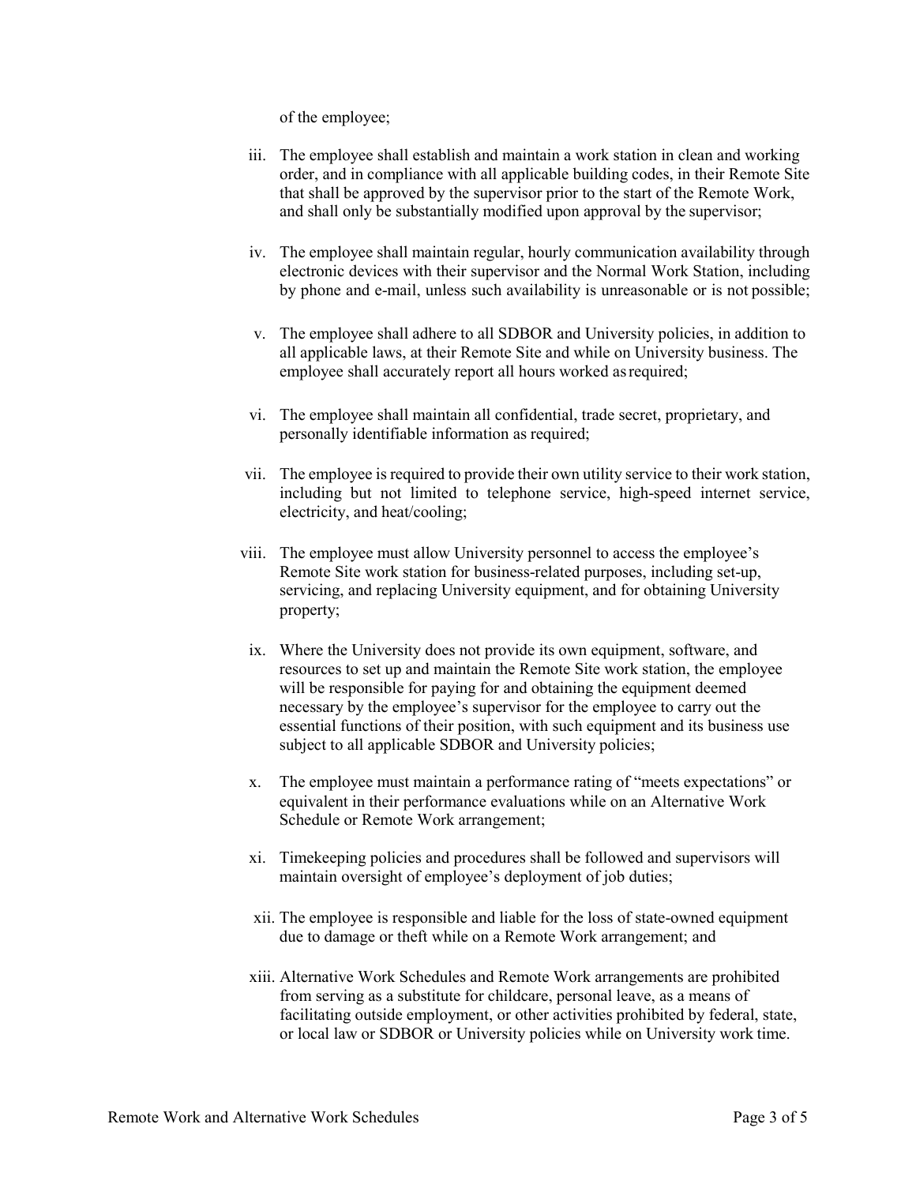of the employee;

iii. The employee shall establish and maintain a work station in clean and working order, and in compliance with all applicable building codes, in their Remote Site that shall be approved by the supervisor prior to the start of the Remote Work, and shall only be substantially modified upon approval by the supervisor;

iv. The employee shall maintain regular, hourly communication availability through electronic devices with their supervisor and the Normal Work Station, including by phone and e-mail, unless such availability is unreasonable or is not possible;

v. The employee shall adhere to all SDBOR and University policies, in addition to all applicable laws, at their Remote Site and while on University business. The employee shall accurately report all hours worked as required;

vi. The employee shall maintain all confidential, trade secret, proprietary, and personally identifiable information as required;

vii. The employee is required to provide their own utility service to their work station, including but not limited to telephone service, high-speed internet service, electricity, and heat/cooling;

viii. The employee must allow University personnel to access the employee's Remote Site work station for business-related purposes, including set-up, servicing, and replacing University equipment, and for obtaining University property;

ix. Where the University does not provide its own equipment, software, and resources to set up and maintain the Remote Site work station, the employee will be responsible for paying for and obtaining the equipment deemed necessary by the employee's supervisor for the employee to carry out the essential functions of their position, with such equipment and its business use subject to all applicable SDBOR and University policies;

x. The employee must maintain a performance rating of "meets expectations" or equivalent in their performance evaluations while on an Alternative Work Schedule or Remote Work arrangement;

xi. Timekeeping policies and procedures shall be followed and supervisors will maintain oversight of employee's deployment of job duties;

xii. The employee is responsible and liable for the loss of state-owned equipment due to damage or theft while on a Remote Work arrangement; and

xiii. Alternative Work Schedules and Remote Work arrangements are prohibited from serving as a substitute for childcare, personal leave, as a means of facilitating outside employment, or other activities prohibited by federal, state, or local law or SDBOR or University policies while on University work time.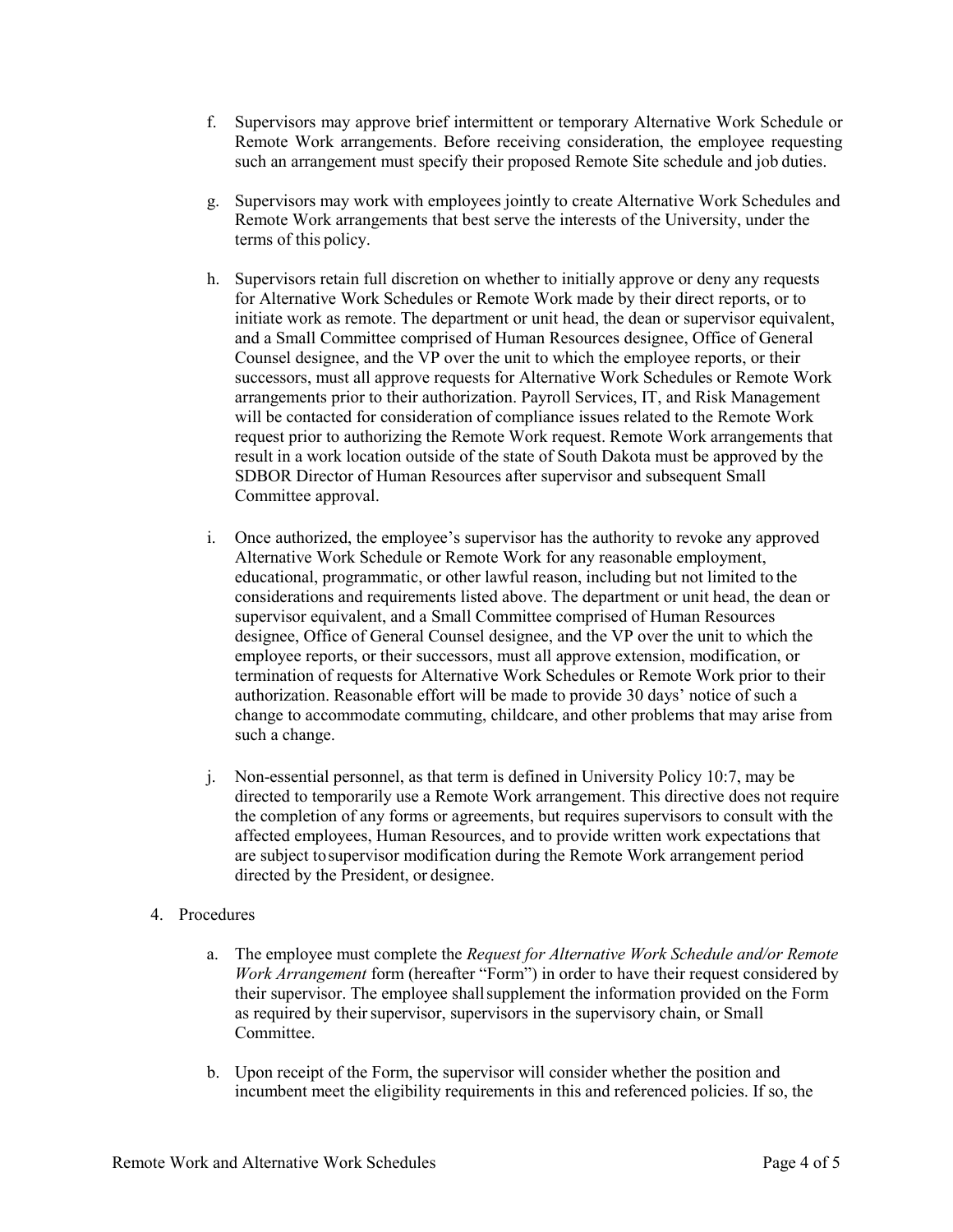f. Supervisors may approve brief intermittent or temporary Alternative Work Schedule or Remote Work arrangements. Before receiving consideration, the employee requesting such an arrangement must specify their proposed Remote Site schedule and job duties.

g. Supervisors may work with employees jointly to create Alternative Work Schedules and Remote Work arrangements that best serve the interests of the University, under the terms of this policy.

h. Supervisors retain full discretion on whether to initially approve or deny any requests for Alternative Work Schedules or Remote Work made by their direct reports, or to initiate work as remote. The department or unit head, the dean or supervisor equivalent, and a Small Committee comprised of Human Resources designee, Office of General Counsel designee, and the VP over the unit to which the employee reports, or their successors, must all approve requests for Alternative Work Schedules or Remote Work arrangements prior to their authorization. Payroll Services, IT, and Risk Management will be contacted for consideration of compliance issues related to the Remote Work request prior to authorizing the Remote Work request. Remote Work arrangements that result in a work location outside of the state of South Dakota must be approved by the SDBOR Director of Human Resources after supervisor and subsequent Small Committee approval.

i. Once authorized, the employee's supervisor has the authority to revoke any approved Alternative Work Schedule or Remote Work for any reasonable employment, educational, programmatic, or other lawful reason, including but not limited to the considerations and requirements listed above. The department or unit head, the dean or supervisor equivalent, and a Small Committee comprised of Human Resources designee, Office of General Counsel designee, and the VP over the unit to which the employee reports, or their successors, must all approve extension, modification, or termination of requests for Alternative Work Schedules or Remote Work prior to their authorization. Reasonable effort will be made to provide 30 days' notice of such a change to accommodate commuting, childcare, and other problems that may arise from such a change.

j. Non-essential personnel, as that term is defined in University Policy 10:7, may be directed to temporarily use a Remote Work arrangement. This directive does not require the completion of any forms or agreements, but requires supervisors to consult with the affected employees, Human Resources, and to provide written work expectations that are subject to supervisor modification during the Remote Work arrangement period directed by the President, or designee.

4. Procedures

   a. The employee must complete the *Request for Alternative Work Schedule and/or Remote Work Arrangement* form (hereafter "Form") in order to have their request considered by their supervisor. The employee shall supplement the information provided on the Form as required by their supervisor, supervisors in the supervisory chain, or Small Committee.

   b. Upon receipt of the Form, the supervisor will consider whether the position and incumbent meet the eligibility requirements in this and referenced policies. If so, the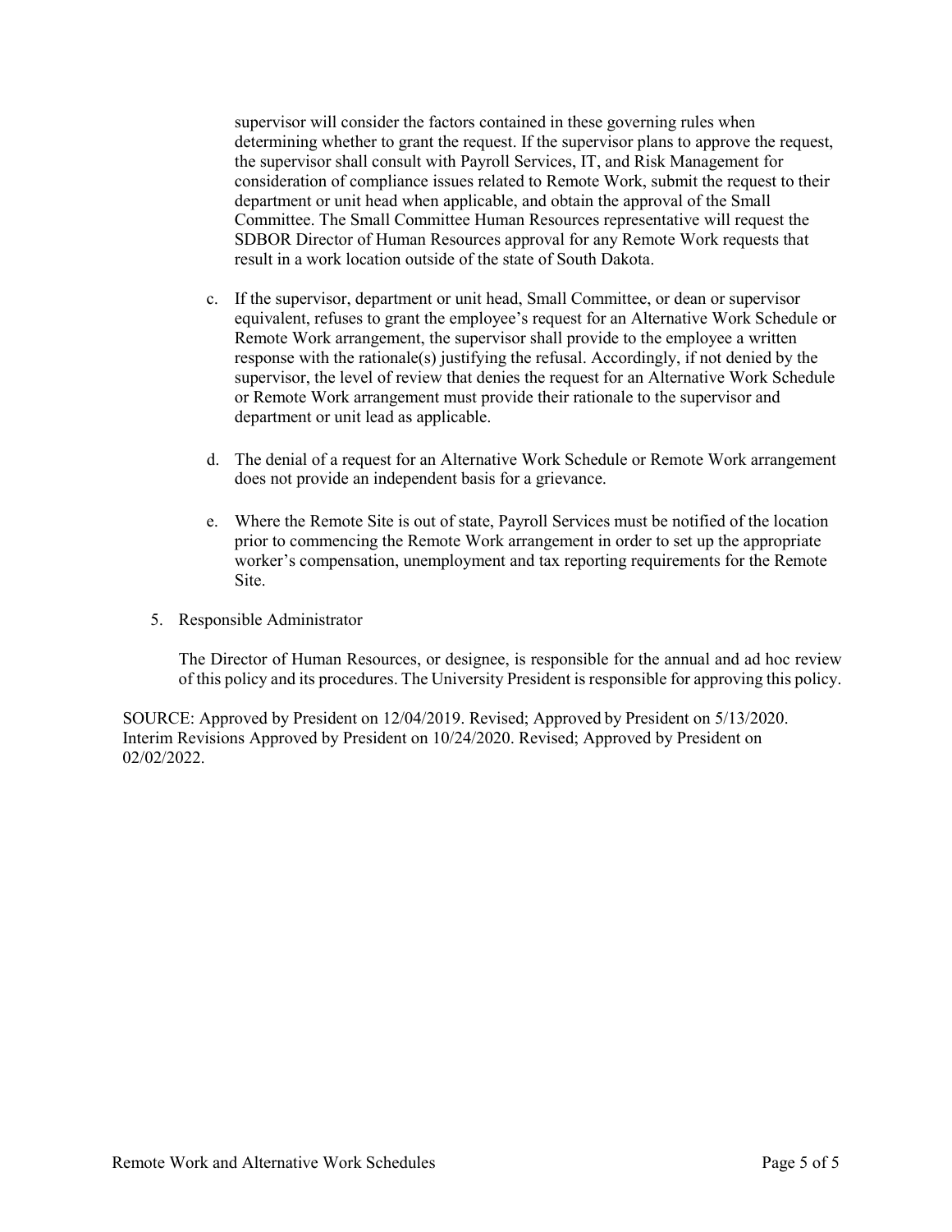supervisor will consider the factors contained in these governing rules when determining whether to grant the request. If the supervisor plans to approve the request, the supervisor shall consult with Payroll Services, IT, and Risk Management for consideration of compliance issues related to Remote Work, submit the request to their department or unit head when applicable, and obtain the approval of the Small Committee. The Small Committee Human Resources representative will request the SDBOR Director of Human Resources approval for any Remote Work requests that result in a work location outside of the state of South Dakota.

c. If the supervisor, department or unit head, Small Committee, or dean or supervisor equivalent, refuses to grant the employee's request for an Alternative Work Schedule or Remote Work arrangement, the supervisor shall provide to the employee a written response with the rationale(s) justifying the refusal. Accordingly, if not denied by the supervisor, the level of review that denies the request for an Alternative Work Schedule or Remote Work arrangement must provide their rationale to the supervisor and department or unit lead as applicable.

d. The denial of a request for an Alternative Work Schedule or Remote Work arrangement does not provide an independent basis for a grievance.

e. Where the Remote Site is out of state, Payroll Services must be notified of the location prior to commencing the Remote Work arrangement in order to set up the appropriate worker's compensation, unemployment and tax reporting requirements for the Remote Site.

5. Responsible Administrator

The Director of Human Resources, or designee, is responsible for the annual and ad hoc review of this policy and its procedures. The University President is responsible for approving this policy.

SOURCE: Approved by President on 12/04/2019. Revised; Approved by President on 5/13/2020. Interim Revisions Approved by President on 10/24/2020. Revised; Approved by President on 02/02/2022.